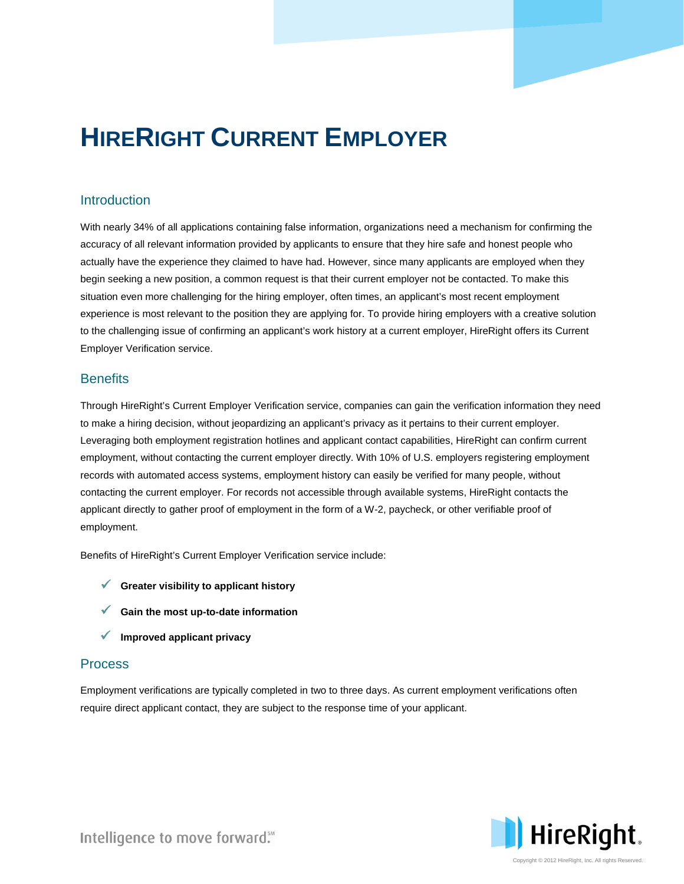# HireRight Current Employer

## Introduction

With nearly 34% of all applications containing false information, organizations need a mechanism for confirming the accuracy of all relevant information provided by applicants to ensure that they hire safe and honest people who actually have the experience they claimed to have had. However, since many applicants are employed when they begin seeking a new position, a common request is that their current employer not be contacted. To make this situation even more challenging for the hiring employer, often times, an applicant's most recent employment experience is most relevant to the position they are applying for. To provide hiring employers with a creative solution to the challenging issue of confirming an applicant's work history at a current employer, HireRight offers its Current Employer Verification service.

## Benefits

Through HireRight's Current Employer Verification service, companies can gain the verification information they need to make a hiring decision, without jeopardizing an applicant's privacy as it pertains to their current employer. Leveraging both employment registration hotlines and applicant contact capabilities, HireRight can confirm current employment, without contacting the current employer directly. With 10% of U.S. employers registering employment records with automated access systems, employment history can easily be verified for many people, without contacting the current employer. For records not accessible through available systems, HireRight contacts the applicant directly to gather proof of employment in the form of a W-2, paycheck, or other verifiable proof of employment.

Benefits of HireRight's Current Employer Verification service include:

- ✓ **Greater visibility to applicant history**
- ✓ **Gain the most up-to-date information**
- ✓ **Improved applicant privacy**

## Process

Employment verifications are typically completed in two to three days. As current employment verifications often require direct applicant contact, they are subject to the response time of your applicant.

Intelligence to move forward.℠

HireRight

Copyright © 2012 HireRight, Inc. All rights Reserved.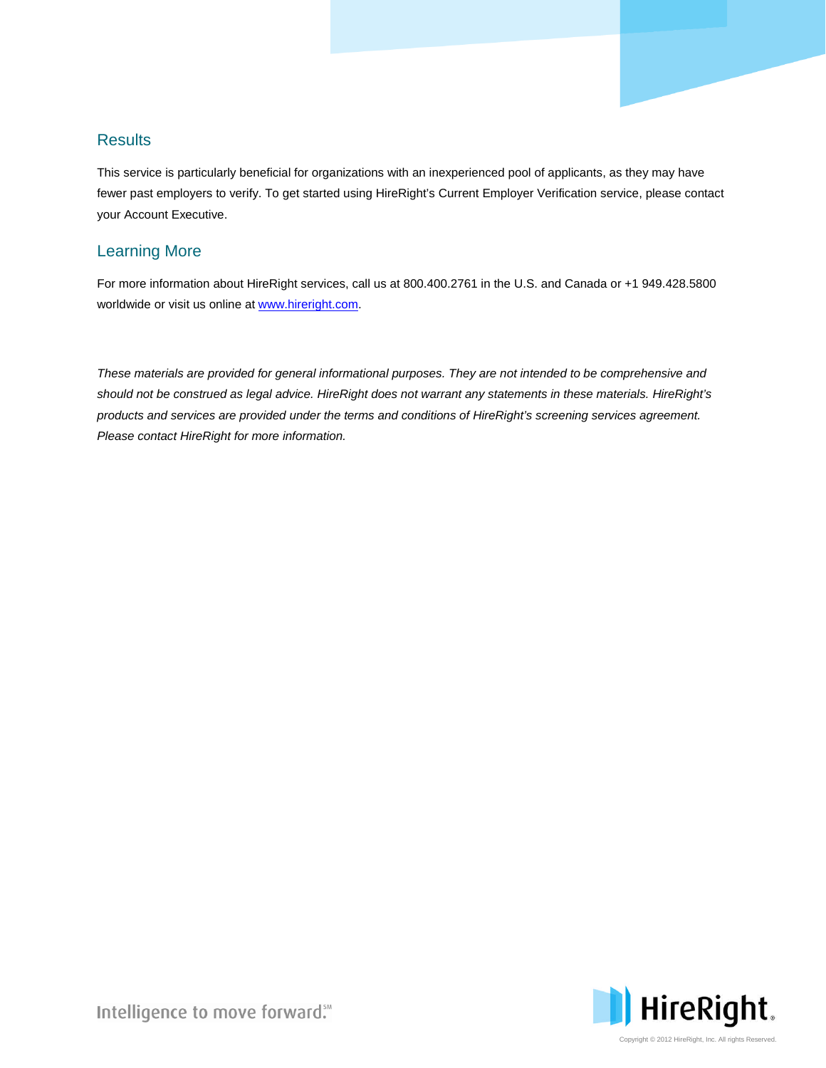## Results

This service is particularly beneficial for organizations with an inexperienced pool of applicants, as they may have fewer past employers to verify. To get started using HireRight's Current Employer Verification service, please contact your Account Executive.

## Learning More

For more information about HireRight services, call us at 800.400.2761 in the U.S. and Canada or +1 949.428.5800 worldwide or visit us online at www.hireright.com.

*These materials are provided for general informational purposes. They are not intended to be comprehensive and should not be construed as legal advice. HireRight does not warrant any statements in these materials. HireRight's products and services are provided under the terms and conditions of HireRight's screening services agreement. Please contact HireRight for more information.*